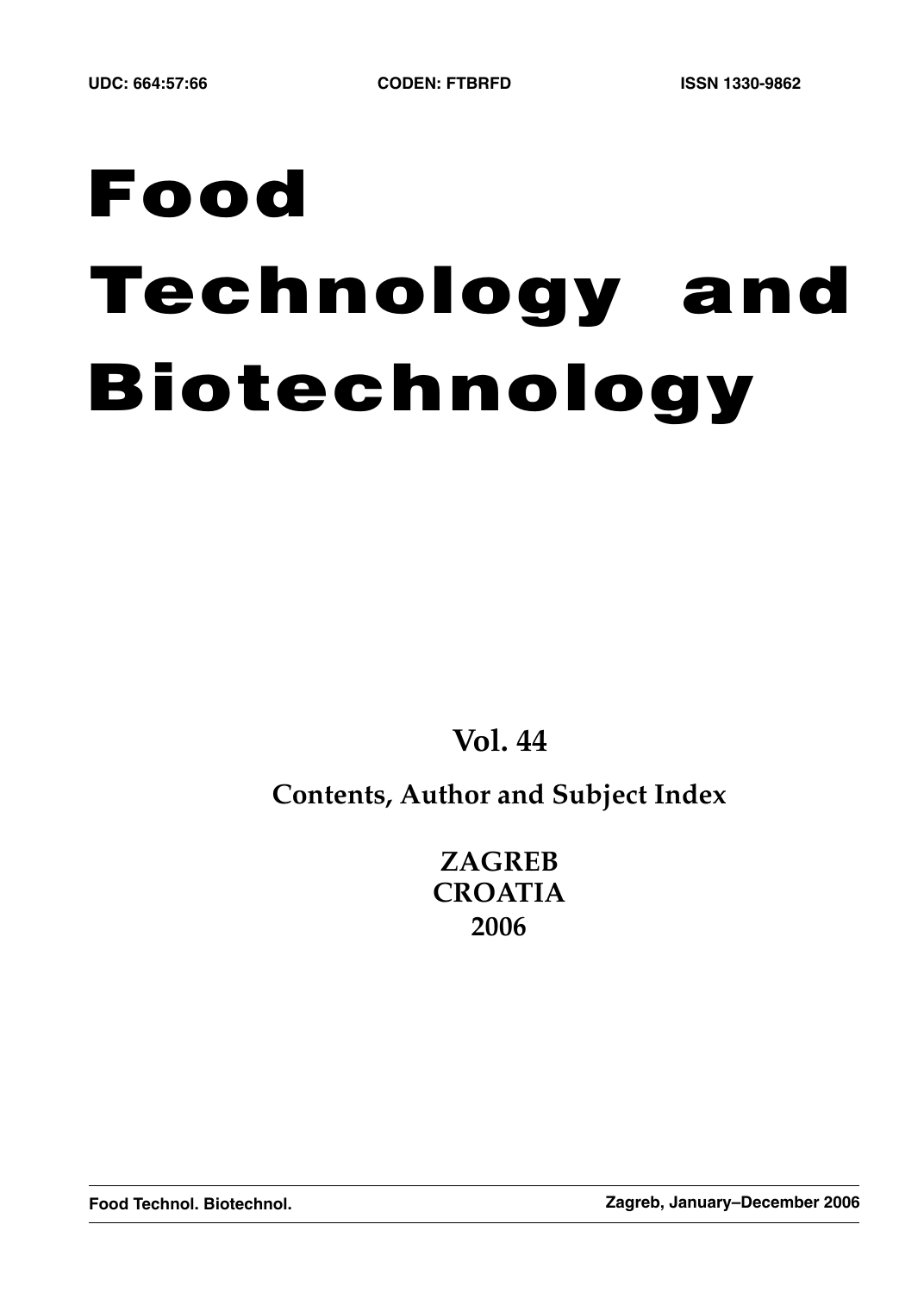UDC: 664:57:66 CODEN: FTBRFD ISSN 1330-9862

# Food Technology and Biotechnology

## Vol. 44

## Contents, Author and Subject Index

**ZAGREB**
**CROATIA**
**2006**

**Food Technol. Biotechnol.** **Zagreb, January–December 2006**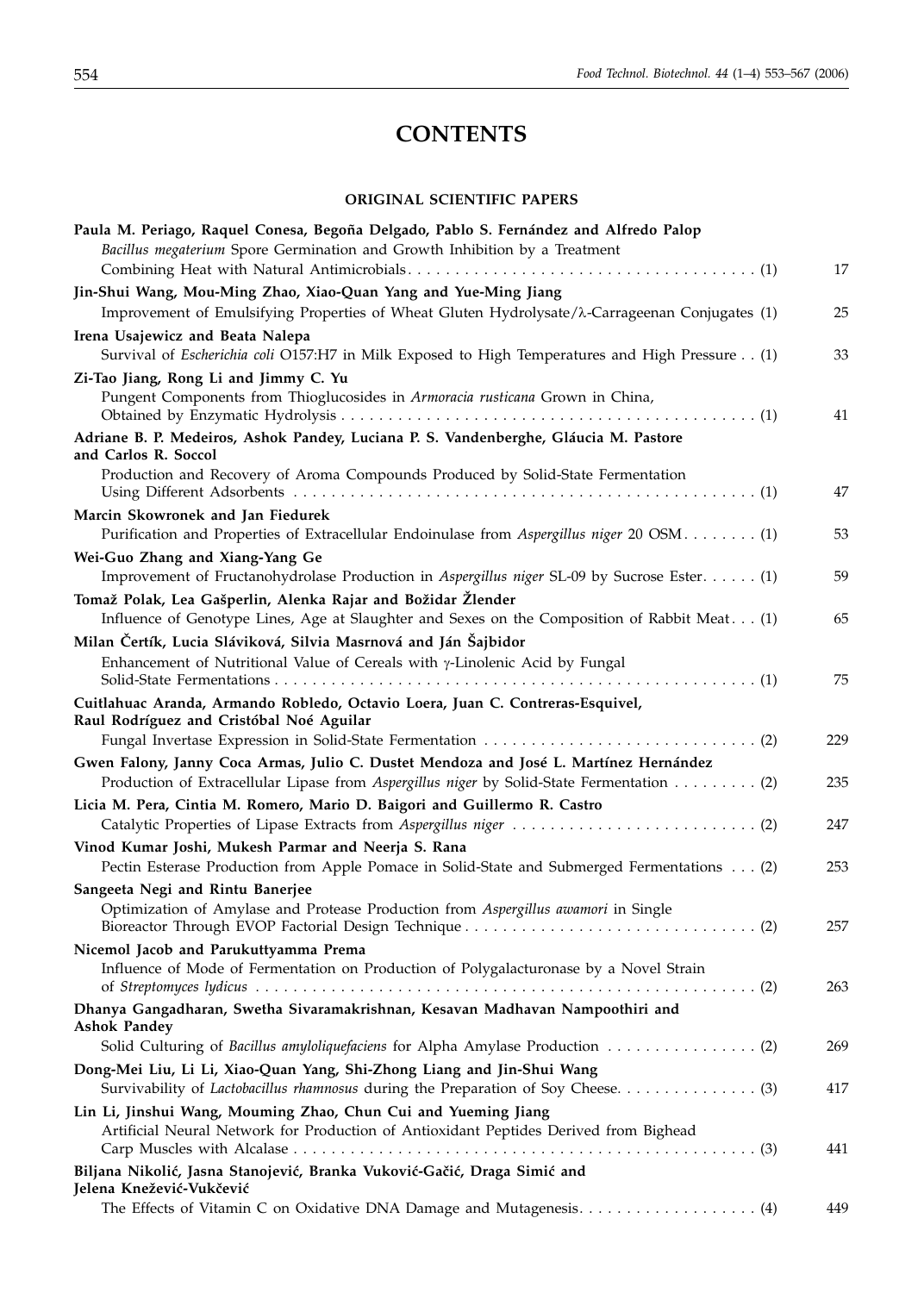# CONTENTS

## ORIGINAL SCIENTIFIC PAPERS

**Paula M. Periago, Raquel Conesa, Begoña Delgado, Pablo S. Fernández and Alfredo Palop**
*Bacillus megaterium* Spore Germination and Growth Inhibition by a Treatment Combining Heat with Natural Antimicrobials . . . . . . . . . . (1) 17

**Jin-Shui Wang, Mou-Ming Zhao, Xiao-Quan Yang and Yue-Ming Jiang**
Improvement of Emulsifying Properties of Wheat Gluten Hydrolysate/λ-Carrageenan Conjugates (1) 25

**Irena Usajewicz and Beata Nalepa**
Survival of *Escherichia coli* O157:H7 in Milk Exposed to High Temperatures and High Pressure . . (1) 33

**Zi-Tao Jiang, Rong Li and Jimmy C. Yu**
Pungent Components from Thioglucosides in *Armoracia rusticana* Grown in China, Obtained by Enzymatic Hydrolysis . . . . . . . . . . (1) 41

**Adriane B. P. Medeiros, Ashok Pandey, Luciana P. S. Vandenberghe, Gláucia M. Pastore and Carlos R. Soccol**
Production and Recovery of Aroma Compounds Produced by Solid-State Fermentation Using Different Adsorbents . . . . . . . . . . (1) 47

**Marcin Skowronek and Jan Fiedurek**
Purification and Properties of Extracellular Endoinulase from *Aspergillus niger* 20 OSM. . . . . . . . (1) 53

**Wei-Guo Zhang and Xiang-Yang Ge**
Improvement of Fructanohydrolase Production in *Aspergillus niger* SL-09 by Sucrose Ester. . . . . . (1) 59

**Tomaž Polak, Lea Gašperlin, Alenka Rajar and Božidar Žlender**
Influence of Genotype Lines, Age at Slaughter and Sexes on the Composition of Rabbit Meat . . . (1) 65

**Milan Čertík, Lucia Sláviková, Silvia Masrnová and Ján Šajbidor**
Enhancement of Nutritional Value of Cereals with γ-Linolenic Acid by Fungal Solid-State Fermentations . . . . . . . . . . (1) 75

**Cuitlahuac Aranda, Armando Robledo, Octavio Loera, Juan C. Contreras-Esquivel, Raul Rodríguez and Cristóbal Noé Aguilar**
Fungal Invertase Expression in Solid-State Fermentation . . . . . . . . . . (2) 229

**Gwen Falony, Janny Coca Armas, Julio C. Dustet Mendoza and José L. Martínez Hernández**
Production of Extracellular Lipase from *Aspergillus niger* by Solid-State Fermentation . . . . . . . . . (2) 235

**Licia M. Pera, Cintia M. Romero, Mario D. Baigori and Guillermo R. Castro**
Catalytic Properties of Lipase Extracts from *Aspergillus niger* . . . . . . . . . . (2) 247

**Vinod Kumar Joshi, Mukesh Parmar and Neerja S. Rana**
Pectin Esterase Production from Apple Pomace in Solid-State and Submerged Fermentations . . . (2) 253

**Sangeeta Negi and Rintu Banerjee**
Optimization of Amylase and Protease Production from *Aspergillus awamori* in Single Bioreactor Through EVOP Factorial Design Technique . . . . . . . . . . (2) 257

**Nicemol Jacob and Parukuttyamma Prema**
Influence of Mode of Fermentation on Production of Polygalacturonase by a Novel Strain of *Streptomyces lydicus* . . . . . . . . . . (2) 263

**Dhanya Gangadharan, Swetha Sivaramakrishnan, Kesavan Madhavan Nampoothiri and Ashok Pandey**
Solid Culturing of *Bacillus amyloliquefaciens* for Alpha Amylase Production . . . . . . . . . . (2) 269

**Dong-Mei Liu, Li Li, Xiao-Quan Yang, Shi-Zhong Liang and Jin-Shui Wang**
Survivability of *Lactobacillus rhamnosus* during the Preparation of Soy Cheese. . . . . . . . . . (3) 417

**Lin Li, Jinshui Wang, Mouming Zhao, Chun Cui and Yueming Jiang**
Artificial Neural Network for Production of Antioxidant Peptides Derived from Bighead Carp Muscles with Alcalase . . . . . . . . . . (3) 441

**Biljana Nikolić, Jasna Stanojević, Branka Vuković-Gačić, Draga Simić and Jelena Knežević-Vukčević**
The Effects of Vitamin C on Oxidative DNA Damage and Mutagenesis. . . . . . . . . . (4) 449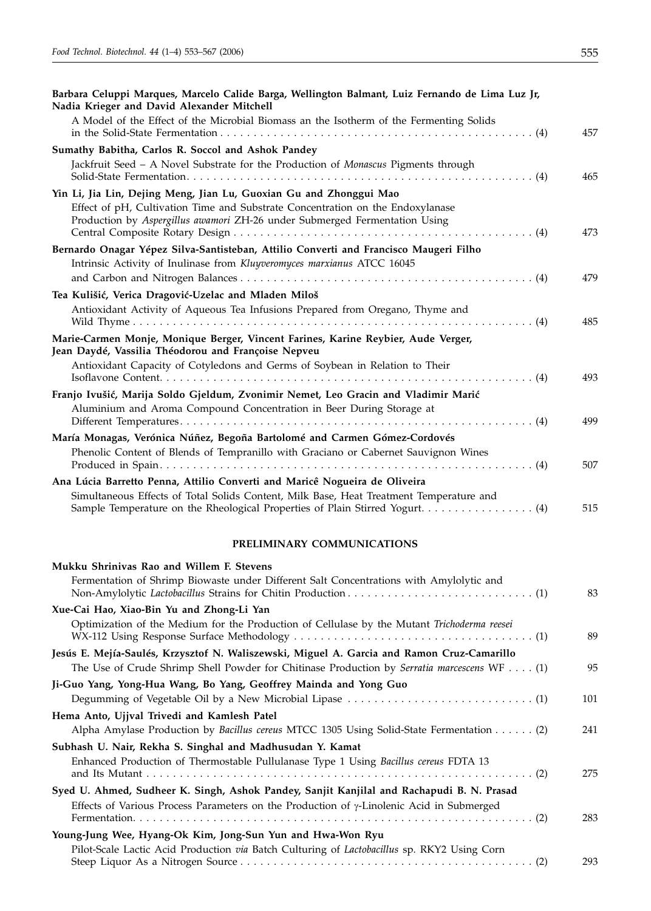**Barbara Celuppi Marques, Marcelo Calide Barga, Wellington Balmant, Luiz Fernando de Lima Luz Jr, Nadia Krieger and David Alexander Mitchell**

A Model of the Effect of the Microbial Biomass an the Isotherm of the Fermenting Solids in the Solid-State Fermentation . . . . . . . . . . . . . . . . . . . . . . . . . . . . . . . . . . . . . . . . . . . . . . . (4) 457

**Sumathy Babitha, Carlos R. Soccol and Ashok Pandey**

Jackfruit Seed – A Novel Substrate for the Production of *Monascus* Pigments through Solid-State Fermentation. . . . . . . . . . . . . . . . . . . . . . . . . . . . . . . . . . . . . . . . . . . . . . . . . . . . (4) 465

**Yin Li, Jia Lin, Dejing Meng, Jian Lu, Guoxian Gu and Zhonggui Mao**

Effect of pH, Cultivation Time and Substrate Concentration on the Endoxylanase Production by *Aspergillus awamori* ZH-26 under Submerged Fermentation Using Central Composite Rotary Design . . . . . . . . . . . . . . . . . . . . . . . . . . . . . . . . . . . . . . . . . . . . . (4) 473

**Bernardo Onagar Yépez Silva-Santisteban, Attilio Converti and Francisco Maugeri Filho**

Intrinsic Activity of Inulinase from *Kluyveromyces marxianus* ATCC 16045 and Carbon and Nitrogen Balances . . . . . . . . . . . . . . . . . . . . . . . . . . . . . . . . . . . . . . . . . . . . . (4) 479

**Tea Kulišić, Verica Dragović-Uzelac and Mladen Miloš**

Antioxidant Activity of Aqueous Tea Infusions Prepared from Oregano, Thyme and Wild Thyme . . . . . . . . . . . . . . . . . . . . . . . . . . . . . . . . . . . . . . . . . . . . . . . . . . . . . . . . . . . (4) 485

**Marie-Carmen Monje, Monique Berger, Vincent Farines, Karine Reybier, Aude Verger, Jean Daydé, Vassilia Théodorou and Françoise Nepveu**

Antioxidant Capacity of Cotyledons and Germs of Soybean in Relation to Their Isoflavone Content. . . . . . . . . . . . . . . . . . . . . . . . . . . . . . . . . . . . . . . . . . . . . . . . . . . . . . . (4) 493

**Franjo Ivušić, Marija Soldo Gjeldum, Zvonimir Nemet, Leo Gracin and Vladimir Marić**

Aluminium and Aroma Compound Concentration in Beer During Storage at Different Temperatures. . . . . . . . . . . . . . . . . . . . . . . . . . . . . . . . . . . . . . . . . . . . . . . . . . . (4) 499

**María Monagas, Verónica Núñez, Begoña Bartolomé and Carmen Gómez-Cordovés**

Phenolic Content of Blends of Tempranillo with Graciano or Cabernet Sauvignon Wines Produced in Spain. . . . . . . . . . . . . . . . . . . . . . . . . . . . . . . . . . . . . . . . . . . . . . . . . . . . . . (4) 507

**Ana Lúcia Barretto Penna, Attilio Converti and Maricê Nogueira de Oliveira**

Simultaneous Effects of Total Solids Content, Milk Base, Heat Treatment Temperature and Sample Temperature on the Rheological Properties of Plain Stirred Yogurt. . . . . . . . . . . . . . . . . (4) 515

## PRELIMINARY COMMUNICATIONS

**Mukku Shrinivas Rao and Willem F. Stevens**

Fermentation of Shrimp Biowaste under Different Salt Concentrations with Amylolytic and Non-Amylolytic *Lactobacillus* Strains for Chitin Production . . . . . . . . . . . . . . . . . . . . . . . . . . . . (1) 83

**Xue-Cai Hao, Xiao-Bin Yu and Zhong-Li Yan**

Optimization of the Medium for the Production of Cellulase by the Mutant *Trichoderma reesei* WX-112 Using Response Surface Methodology . . . . . . . . . . . . . . . . . . . . . . . . . . . . . . . . . . . (1) 89

**Jesús E. Mejía-Saulés, Krzysztof N. Waliszewski, Miguel A. Garcia and Ramon Cruz-Camarillo**

The Use of Crude Shrimp Shell Powder for Chitinase Production by *Serratia marcescens* WF . . . . (1) 95

**Ji-Guo Yang, Yong-Hua Wang, Bo Yang, Geoffrey Mainda and Yong Guo**

Degumming of Vegetable Oil by a New Microbial Lipase . . . . . . . . . . . . . . . . . . . . . . . . . . . . (1) 101

**Hema Anto, Ujjval Trivedi and Kamlesh Patel**

Alpha Amylase Production by *Bacillus cereus* MTCC 1305 Using Solid-State Fermentation . . . . . . (2) 241

**Subhash U. Nair, Rekha S. Singhal and Madhusudan Y. Kamat**

Enhanced Production of Thermostable Pullulanase Type 1 Using *Bacillus cereus* FDTA 13 and Its Mutant . . . . . . . . . . . . . . . . . . . . . . . . . . . . . . . . . . . . . . . . . . . . . . . . . . . . . . . . . (2) 275

**Syed U. Ahmed, Sudheer K. Singh, Ashok Pandey, Sanjit Kanjilal and Rachapudi B. N. Prasad**

Effects of Various Process Parameters on the Production of $\gamma$-Linolenic Acid in Submerged Fermentation. . . . . . . . . . . . . . . . . . . . . . . . . . . . . . . . . . . . . . . . . . . . . . . . . . . . . . . . . . (2) 283

**Young-Jung Wee, Hyang-Ok Kim, Jong-Sun Yun and Hwa-Won Ryu**

Pilot-Scale Lactic Acid Production *via* Batch Culturing of *Lactobacillus* sp. RKY2 Using Corn Steep Liquor As a Nitrogen Source . . . . . . . . . . . . . . . . . . . . . . . . . . . . . . . . . . . . . . . . . . . (2) 293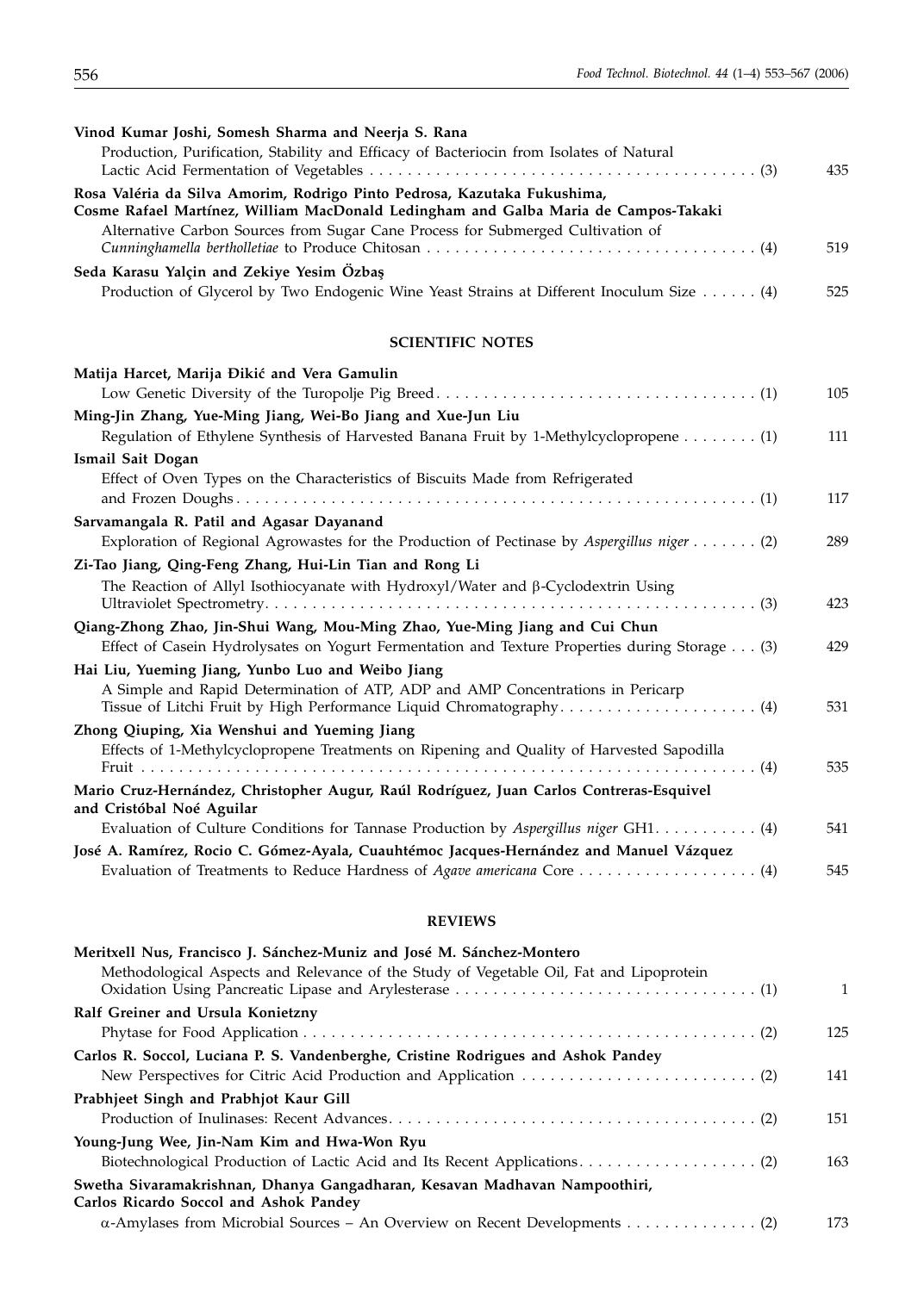**Vinod Kumar Joshi, Somesh Sharma and Neerja S. Rana**
Production, Purification, Stability and Efficacy of Bacteriocin from Isolates of Natural Lactic Acid Fermentation of Vegetables . . . (3) 435

**Rosa Valéria da Silva Amorim, Rodrigo Pinto Pedrosa, Kazutaka Fukushima, Cosme Rafael Martínez, William MacDonald Ledingham and Galba Maria de Campos-Takaki**
Alternative Carbon Sources from Sugar Cane Process for Submerged Cultivation of *Cunninghamella bertholletiae* to Produce Chitosan . . . (4) 519

**Seda Karasu Yalçin and Zekiye Yesim Özbaş**
Production of Glycerol by Two Endogenic Wine Yeast Strains at Different Inoculum Size . . . (4) 525

## SCIENTIFIC NOTES

**Matija Harcet, Marija Điković and Vera Gamulin**
Low Genetic Diversity of the Turopolje Pig Breed. . . . (1) 105

**Ming-Jin Zhang, Yue-Ming Jiang, Wei-Bo Jiang and Xue-Jun Liu**
Regulation of Ethylene Synthesis of Harvested Banana Fruit by 1-Methylcyclopropene . . . (1) 111

**Ismail Sait Dogan**
Effect of Oven Types on the Characteristics of Biscuits Made from Refrigerated and Frozen Doughs . . . (1) 117

**Sarvamangala R. Patil and Agasar Dayanand**
Exploration of Regional Agrowastes for the Production of Pectinase by *Aspergillus niger* . . . (2) 289

**Zi-Tao Jiang, Qing-Feng Zhang, Hui-Lin Tian and Rong Li**
The Reaction of Allyl Isothiocyanate with Hydroxyl/Water and β-Cyclodextrin Using Ultraviolet Spectrometry. . . . (3) 423

**Qiang-Zhong Zhao, Jin-Shui Wang, Mou-Ming Zhao, Yue-Ming Jiang and Cui Chun**
Effect of Casein Hydrolysates on Yogurt Fermentation and Texture Properties during Storage . . . (3) 429

**Hai Liu, Yueming Jiang, Yunbo Luo and Weibo Jiang**
A Simple and Rapid Determination of ATP, ADP and AMP Concentrations in Pericarp Tissue of Litchi Fruit by High Performance Liquid Chromatography. . . . (4) 531

**Zhong Qiuping, Xia Wenshui and Yueming Jiang**
Effects of 1-Methylcyclopropene Treatments on Ripening and Quality of Harvested Sapodilla Fruit . . . (4) 535

**Mario Cruz-Hernández, Christopher Augur, Raúl Rodríguez, Juan Carlos Contreras-Esquivel and Cristóbal Noé Aguilar**
Evaluation of Culture Conditions for Tannase Production by *Aspergillus niger* GH1. . . . (4) 541

**José A. Ramírez, Rocio C. Gómez-Ayala, Cuauhtémoc Jacques-Hernández and Manuel Vázquez**
Evaluation of Treatments to Reduce Hardness of *Agave americana* Core . . . (4) 545

## REVIEWS

**Meritxell Nus, Francisco J. Sánchez-Muniz and José M. Sánchez-Montero**
Methodological Aspects and Relevance of the Study of Vegetable Oil, Fat and Lipoprotein Oxidation Using Pancreatic Lipase and Arylesterase . . . (1) 1

**Ralf Greiner and Ursula Konietzny**
Phytase for Food Application . . . (2) 125

**Carlos R. Soccol, Luciana P. S. Vandenberghe, Cristine Rodrigues and Ashok Pandey**
New Perspectives for Citric Acid Production and Application . . . (2) 141

**Prabhjeet Singh and Prabhjot Kaur Gill**
Production of Inulinases: Recent Advances. . . . (2) 151

**Young-Jung Wee, Jin-Nam Kim and Hwa-Won Ryu**
Biotechnological Production of Lactic Acid and Its Recent Applications. . . . (2) 163

**Swetha Sivaramakrishnan, Dhanya Gangadharan, Kesavan Madhavan Nampoothiri, Carlos Ricardo Soccol and Ashok Pandey**
α-Amylases from Microbial Sources – An Overview on Recent Developments . . . (2) 173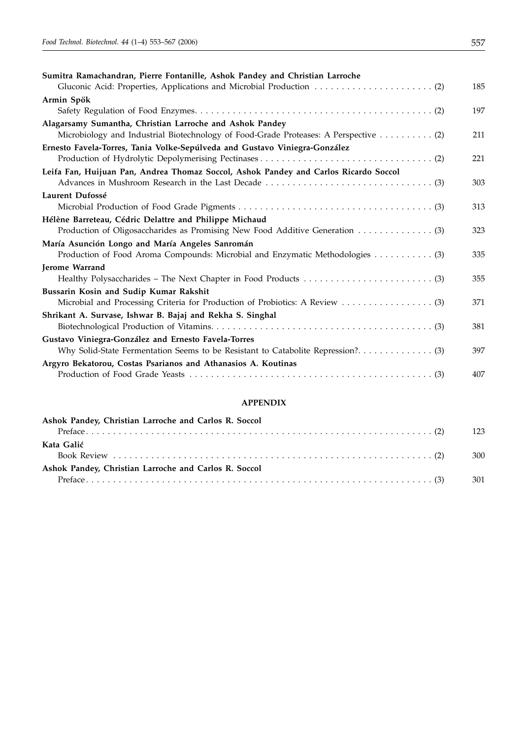**Sumitra Ramachandran, Pierre Fontanille, Ashok Pandey and Christian Larroche**
Gluconic Acid: Properties, Applications and Microbial Production . . . . . . . . . . . . . . . . . . . . . . . (2) 185

**Armin Spök**
Safety Regulation of Food Enzymes. . . . . . . . . . . . . . . . . . . . . . . . . . . . . . . . . . . . . . . . . . . . . . (2) 197

**Alagarsamy Sumantha, Christian Larroche and Ashok Pandey**
Microbiology and Industrial Biotechnology of Food-Grade Proteases: A Perspective . . . . . . . . . . (2) 211

**Ernesto Favela-Torres, Tania Volke-Sepúlveda and Gustavo Viniegra-González**
Production of Hydrolytic Depolymerising Pectinases . . . . . . . . . . . . . . . . . . . . . . . . . . . . . . . . . (2) 221

**Leifa Fan, Huijuan Pan, Andrea Thomaz Soccol, Ashok Pandey and Carlos Ricardo Soccol**
Advances in Mushroom Research in the Last Decade . . . . . . . . . . . . . . . . . . . . . . . . . . . . . . . . (3) 303

**Laurent Dufossé**
Microbial Production of Food Grade Pigments . . . . . . . . . . . . . . . . . . . . . . . . . . . . . . . . . . . . . (3) 313

**Hélène Barreteau, Cédric Delattre and Philippe Michaud**
Production of Oligosaccharides as Promising New Food Additive Generation . . . . . . . . . . . . . . (3) 323

**María Asunción Longo and María Angeles Sanromán**
Production of Food Aroma Compounds: Microbial and Enzymatic Methodologies . . . . . . . . . . . (3) 335

**Jerome Warrand**
Healthy Polysaccharides – The Next Chapter in Food Products . . . . . . . . . . . . . . . . . . . . . . . . . (3) 355

**Bussarin Kosin and Sudip Kumar Rakshit**
Microbial and Processing Criteria for Production of Probiotics: A Review . . . . . . . . . . . . . . . . . (3) 371

**Shrikant A. Survase, Ishwar B. Bajaj and Rekha S. Singhal**
Biotechnological Production of Vitamins. . . . . . . . . . . . . . . . . . . . . . . . . . . . . . . . . . . . . . . . . . (3) 381

**Gustavo Viniegra-González and Ernesto Favela-Torres**
Why Solid-State Fermentation Seems to be Resistant to Catabolite Repression?. . . . . . . . . . . . . . (3) 397

**Argyro Bekatorou, Costas Psarianos and Athanasios A. Koutinas**
Production of Food Grade Yeasts . . . . . . . . . . . . . . . . . . . . . . . . . . . . . . . . . . . . . . . . . . . . . . (3) 407

## APPENDIX

**Ashok Pandey, Christian Larroche and Carlos R. Soccol**
Preface. . . . . . . . . . . . . . . . . . . . . . . . . . . . . . . . . . . . . . . . . . . . . . . . . . . . . . . . . . . . . . . . (2) 123

**Kata Galić**
Book Review . . . . . . . . . . . . . . . . . . . . . . . . . . . . . . . . . . . . . . . . . . . . . . . . . . . . . . . . . . . . (2) 300

**Ashok Pandey, Christian Larroche and Carlos R. Soccol**
Preface. . . . . . . . . . . . . . . . . . . . . . . . . . . . . . . . . . . . . . . . . . . . . . . . . . . . . . . . . . . . . . . . (3) 301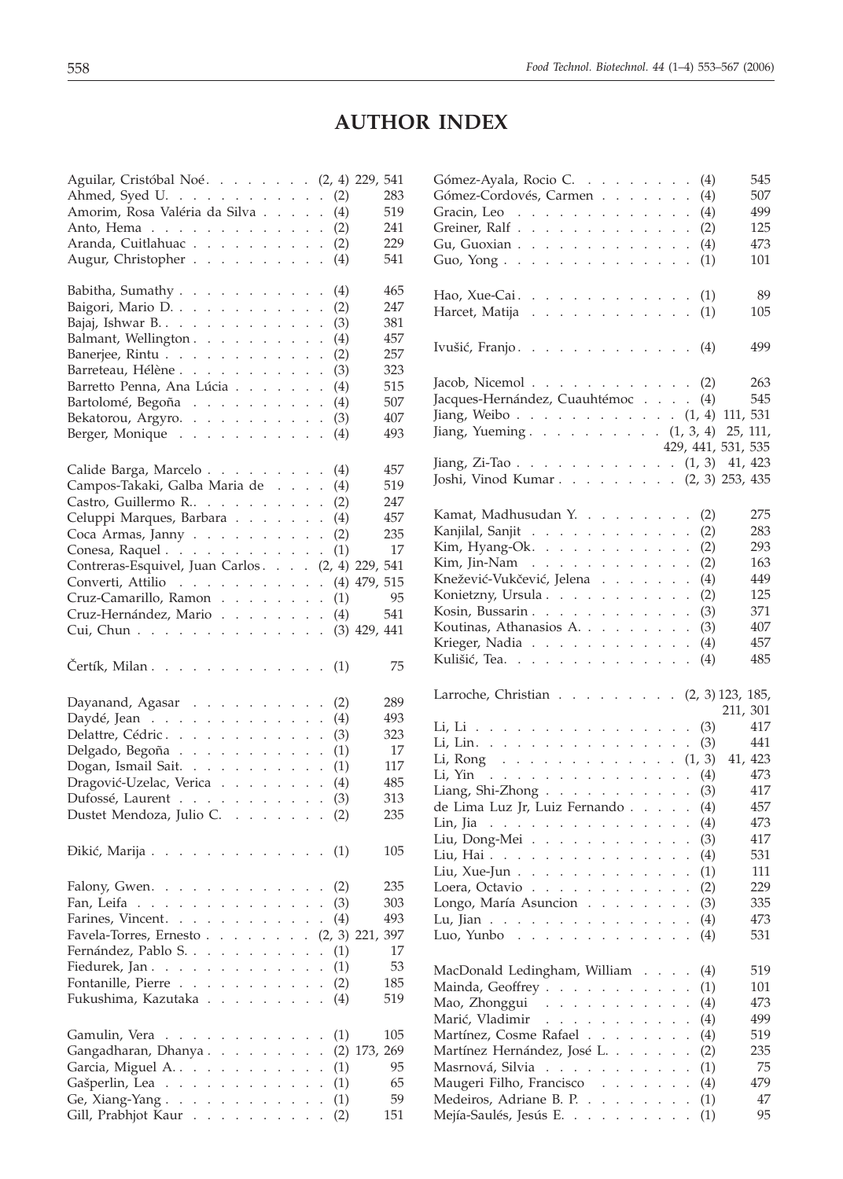# AUTHOR INDEX

Aguilar, Cristóbal Noé . . . . . . . . (2, 4) 229, 541
Ahmed, Syed U. . . . . . . . . . . . . (2) 283
Amorim, Rosa Valéria da Silva . . . . . (4) 519
Anto, Hema . . . . . . . . . . . . . (2) 241
Aranda, Cuitlahuac . . . . . . . . . . (2) 229
Augur, Christopher . . . . . . . . . . (4) 541

Babitha, Sumathy . . . . . . . . . . . (4) 465
Baigori, Mario D. . . . . . . . . . . . (2) 247
Bajaj, Ishwar B. . . . . . . . . . . . . (3) 381
Balmant, Wellington . . . . . . . . . . (4) 457
Banerjee, Rintu . . . . . . . . . . . . (2) 257
Barreteau, Hélène . . . . . . . . . . . (3) 323
Barretto Penna, Ana Lúcia . . . . . . . (4) 515
Bartolomé, Begoña . . . . . . . . . . (4) 507
Bekatorou, Argyro. . . . . . . . . . . (3) 407
Berger, Monique . . . . . . . . . . . (4) 493

Calide Barga, Marcelo . . . . . . . . . (4) 457
Campos-Takaki, Galba Maria de . . . . (4) 519
Castro, Guillermo R.. . . . . . . . . . (2) 247
Celuppi Marques, Barbara . . . . . . . (4) 457
Coca Armas, Janny . . . . . . . . . . (2) 235
Conesa, Raquel . . . . . . . . . . . . (1) 17
Contreras-Esquivel, Juan Carlos . . . . (2, 4) 229, 541
Converti, Attilio . . . . . . . . . . . (4) 479, 515
Cruz-Camarillo, Ramon . . . . . . . . (1) 95
Cruz-Hernández, Mario . . . . . . . . (4) 541
Cui, Chun . . . . . . . . . . . . . . (3) 429, 441

Čertík, Milan . . . . . . . . . . . . . (1) 75

Dayanand, Agasar . . . . . . . . . . (2) 289
Daydé, Jean . . . . . . . . . . . . . (4) 493
Delattre, Cédric . . . . . . . . . . . . (3) 323
Delgado, Begoña . . . . . . . . . . . (1) 17
Dogan, Ismail Sait. . . . . . . . . . . (1) 117
Dragović-Uzelac, Verica . . . . . . . . (4) 485
Dufossé, Laurent . . . . . . . . . . . (3) 313
Dustet Mendoza, Julio C. . . . . . . . (2) 235

Đikić, Marija . . . . . . . . . . . . . (1) 105

Falony, Gwen. . . . . . . . . . . . . (2) 235
Fan, Leifa . . . . . . . . . . . . . . (3) 303
Farines, Vincent. . . . . . . . . . . . (4) 493
Favela-Torres, Ernesto . . . . . . . . (2, 3) 221, 397
Fernández, Pablo S. . . . . . . . . . . (1) 17
Fiedurek, Jan . . . . . . . . . . . . . (1) 53
Fontanille, Pierre . . . . . . . . . . . (2) 185
Fukushima, Kazutaka . . . . . . . . . (4) 519

Gamulin, Vera . . . . . . . . . . . . (1) 105
Gangadharan, Dhanya . . . . . . . . . (2) 173, 269
Garcia, Miguel A. . . . . . . . . . . . (1) 95
Gašperlin, Lea . . . . . . . . . . . . (1) 65
Ge, Xiang-Yang . . . . . . . . . . . . (1) 59
Gill, Prabhjot Kaur . . . . . . . . . . (2) 151

Gómez-Ayala, Rocio C. . . . . . . . . (4) 545
Gómez-Cordovés, Carmen . . . . . . . (4) 507
Gracin, Leo . . . . . . . . . . . . . (4) 499
Greiner, Ralf . . . . . . . . . . . . . (2) 125
Gu, Guoxian . . . . . . . . . . . . . (4) 473
Guo, Yong . . . . . . . . . . . . . . (1) 101

Hao, Xue-Cai . . . . . . . . . . . . . (1) 89
Harcet, Matija . . . . . . . . . . . . (1) 105

Ivušić, Franjo . . . . . . . . . . . . . (4) 499

Jacob, Nicemol . . . . . . . . . . . . (2) 263
Jacques-Hernández, Cuauhtémoc . . . . (4) 545
Jiang, Weibo . . . . . . . . . . . . . (1, 4) 111, 531
Jiang, Yueming . . . . . . . . . . . (1, 3, 4) 25, 111, 429, 441, 531, 535
Jiang, Zi-Tao . . . . . . . . . . . . . (1, 3) 41, 423
Joshi, Vinod Kumar . . . . . . . . . . (2, 3) 253, 435

Kamat, Madhusudan Y. . . . . . . . . (2) 275
Kanjilal, Sanjit . . . . . . . . . . . . (2) 283
Kim, Hyang-Ok. . . . . . . . . . . . . (2) 293
Kim, Jin-Nam . . . . . . . . . . . . . (2) 163
Knežević-Vukčević, Jelena . . . . . . . (4) 449
Konietzny, Ursula . . . . . . . . . . . (2) 125
Kosin, Bussarin . . . . . . . . . . . . (3) 371
Koutinas, Athanasios A. . . . . . . . . (3) 407
Krieger, Nadia . . . . . . . . . . . . (4) 457
Kulišić, Tea. . . . . . . . . . . . . . (4) 485

Larroche, Christian . . . . . . . . . . (2, 3) 123, 185, 211, 301
Li, Li . . . . . . . . . . . . . . . . (3) 417
Li, Lin. . . . . . . . . . . . . . . . (3) 441
Li, Rong . . . . . . . . . . . . . . . (1, 3) 41, 423
Li, Yin . . . . . . . . . . . . . . . . (4) 473
Liang, Shi-Zhong . . . . . . . . . . . (3) 417
de Lima Luz Jr, Luiz Fernando . . . . . (4) 457
Lin, Jia . . . . . . . . . . . . . . . (4) 473
Liu, Dong-Mei . . . . . . . . . . . . (3) 417
Liu, Hai . . . . . . . . . . . . . . . (4) 531
Liu, Xue-Jun . . . . . . . . . . . . . (1) 111
Loera, Octavio . . . . . . . . . . . . (2) 229
Longo, María Asuncion . . . . . . . . (3) 335
Lu, Jian . . . . . . . . . . . . . . . (4) 473
Luo, Yunbo . . . . . . . . . . . . . (4) 531

MacDonald Ledingham, William . . . . (4) 519
Mainda, Geoffrey . . . . . . . . . . . (1) 101
Mao, Zhonggui . . . . . . . . . . . . (4) 473
Marić, Vladimir . . . . . . . . . . . . (4) 499
Martínez, Cosme Rafael . . . . . . . . (4) 519
Martínez Hernández, José L. . . . . . . (2) 235
Masrnová, Silvia . . . . . . . . . . . (1) 75
Maugeri Filho, Francisco . . . . . . . (4) 479
Medeiros, Adriane B. P. . . . . . . . . (1) 47
Mejía-Saulés, Jesús E. . . . . . . . . . (1) 95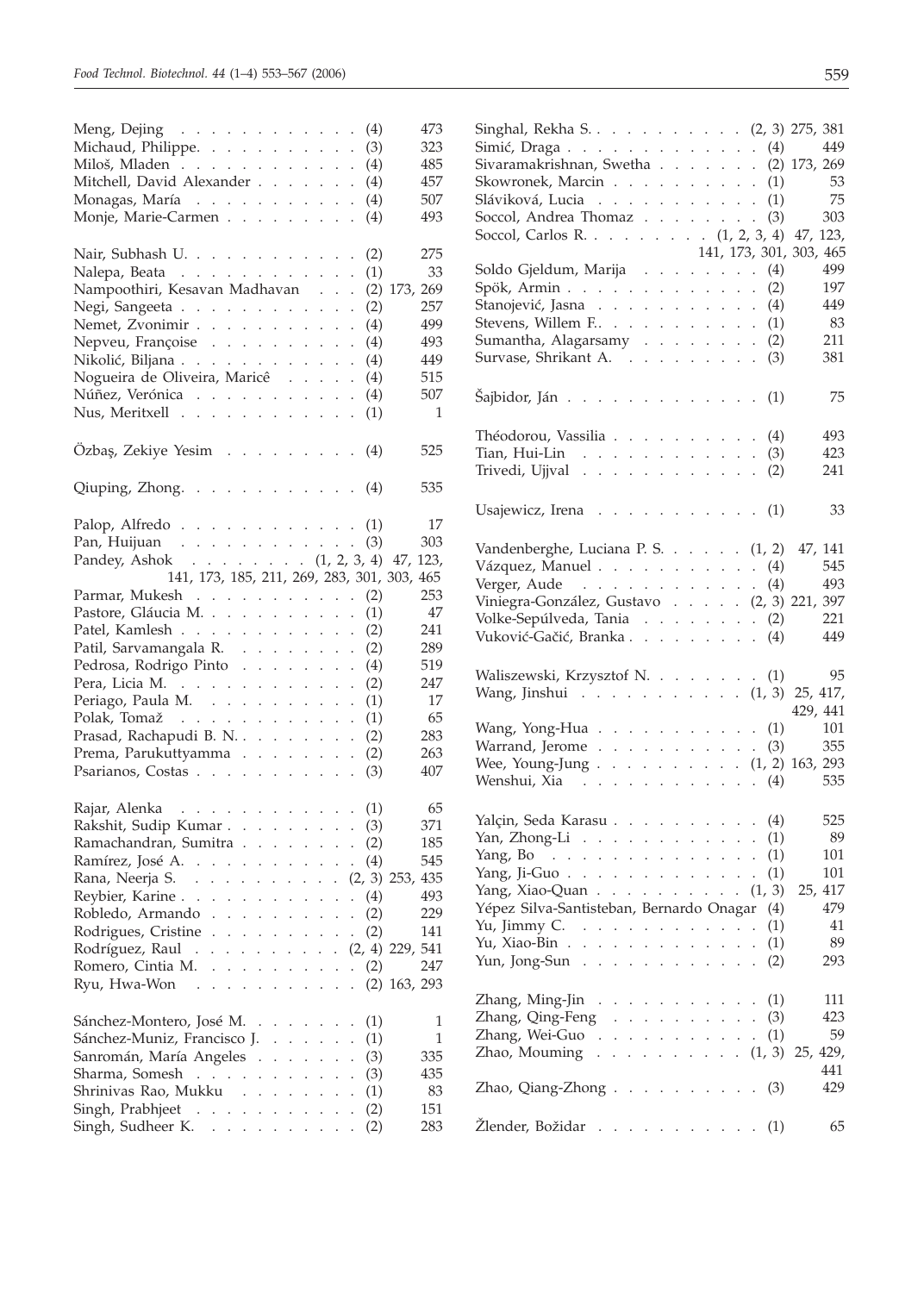Meng, Dejing . . . . . . . . . . . . (4) 473
Michaud, Philippe. . . . . . . . . . . (3) 323
Miloš, Mladen . . . . . . . . . . . . (4) 485
Mitchell, David Alexander . . . . . . . (4) 457
Monagas, María . . . . . . . . . . . (4) 507
Monje, Marie-Carmen . . . . . . . . . (4) 493

Nair, Subhash U. . . . . . . . . . . . (2) 275
Nalepa, Beata . . . . . . . . . . . . (1) 33
Nampoothiri, Kesavan Madhavan . . . (2) 173, 269
Negi, Sangeeta . . . . . . . . . . . . (2) 257
Nemet, Zvonimir . . . . . . . . . . . (4) 499
Nepveu, Françoise . . . . . . . . . . (4) 493
Nikolić, Biljana . . . . . . . . . . . . (4) 449
Nogueira de Oliveira, Maricê . . . . . (4) 515
Núñez, Verónica . . . . . . . . . . . (4) 507
Nus, Meritxell . . . . . . . . . . . . (1) 1

Özbaş, Zekiye Yesim . . . . . . . . . (4) 525

Qiuping, Zhong. . . . . . . . . . . . (4) 535

Palop, Alfredo . . . . . . . . . . . . (1) 17
Pan, Huijuan . . . . . . . . . . . . (3) 303
Pandey, Ashok . . . . . . . . (1, 2, 3, 4) 47, 123, 141, 173, 185, 211, 269, 283, 301, 303, 465
Parmar, Mukesh . . . . . . . . . . . (2) 253
Pastore, Gláucia M. . . . . . . . . . . (1) 47
Patel, Kamlesh . . . . . . . . . . . . (2) 241
Patil, Sarvamangala R. . . . . . . . . (2) 289
Pedrosa, Rodrigo Pinto . . . . . . . . (4) 519
Pera, Licia M. . . . . . . . . . . . . (2) 247
Periago, Paula M. . . . . . . . . . . . (1) 17
Polak, Tomaž . . . . . . . . . . . . (1) 65
Prasad, Rachapudi B. N.. . . . . . . . . (2) 283
Prema, Parukuttyamma . . . . . . . . (2) 263
Psarianos, Costas . . . . . . . . . . . (3) 407

Rajar, Alenka . . . . . . . . . . . . (1) 65
Rakshit, Sudip Kumar . . . . . . . . . (3) 371
Ramachandran, Sumitra . . . . . . . . (2) 185
Ramírez, José A. . . . . . . . . . . . (4) 545
Rana, Neerja S. . . . . . . . . . . (2, 3) 253, 435
Reybier, Karine . . . . . . . . . . . . (4) 493
Robledo, Armando . . . . . . . . . . (2) 229
Rodrigues, Cristine . . . . . . . . . . (2) 141
Rodríguez, Raul . . . . . . . . . . (2, 4) 229, 541
Romero, Cintia M. . . . . . . . . . . (2) 247
Ryu, Hwa-Won . . . . . . . . . . . (2) 163, 293

Sánchez-Montero, José M. . . . . . . . (1) 1
Sánchez-Muniz, Francisco J. . . . . . . (1) 1
Sanromán, María Angeles . . . . . . . (3) 335
Sharma, Somesh . . . . . . . . . . . (3) 435
Shrinivas Rao, Mukku . . . . . . . . (1) 83
Singh, Prabhjeet . . . . . . . . . . . (2) 151
Singh, Sudheer K. . . . . . . . . . . (2) 283
Singhal, Rekha S.. . . . . . . . . . . (2, 3) 275, 381
Simić, Draga . . . . . . . . . . . . . (4) 449
Sivaramakrishnan, Swetha . . . . . . . (2) 173, 269
Skowronek, Marcin . . . . . . . . . . (1) 53
Sláviková, Lucia . . . . . . . . . . . (1) 75
Soccol, Andrea Thomaz . . . . . . . . (3) 303
Soccol, Carlos R. . . . . . . . . (1, 2, 3, 4) 47, 123, 141, 173, 301, 303, 465
Soldo Gjeldum, Marija . . . . . . . . (4) 499
Spök, Armin . . . . . . . . . . . . . (2) 197
Stanojević, Jasna . . . . . . . . . . . (4) 449
Stevens, Willem F.. . . . . . . . . . . (1) 83
Sumantha, Alagarsamy . . . . . . . . (2) 211
Survase, Shrikant A. . . . . . . . . . (3) 381

Šajbidor, Ján . . . . . . . . . . . . . (1) 75

Théodorou, Vassilia . . . . . . . . . . (4) 493
Tian, Hui-Lin . . . . . . . . . . . . (3) 423
Trivedi, Ujjval . . . . . . . . . . . . (2) 241

Usajewicz, Irena . . . . . . . . . . . (1) 33

Vandenberghe, Luciana P. S. . . . . . (1, 2) 47, 141
Vázquez, Manuel . . . . . . . . . . . (4) 545
Verger, Aude . . . . . . . . . . . . . (4) 493
Viniegra-González, Gustavo . . . . . (2, 3) 221, 397
Volke-Sepúlveda, Tania . . . . . . . . (2) 221
Vuković-Gačić, Branka . . . . . . . . . (4) 449

Waliszewski, Krzysztof N. . . . . . . . (1) 95
Wang, Jinshui . . . . . . . . . . . (1, 3) 25, 417, 429, 441
Wang, Yong-Hua . . . . . . . . . . . (1) 101
Warrand, Jerome . . . . . . . . . . . (3) 355
Wee, Young-Jung . . . . . . . . . . (1, 2) 163, 293
Wenshui, Xia . . . . . . . . . . . . . (4) 535

Yalçin, Seda Karasu . . . . . . . . . . (4) 525
Yan, Zhong-Li . . . . . . . . . . . . (1) 89
Yang, Bo . . . . . . . . . . . . . . (1) 101
Yang, Ji-Guo . . . . . . . . . . . . . (1) 101
Yang, Xiao-Quan . . . . . . . . . . (1, 3) 25, 417
Yépez Silva-Santisteban, Bernardo Onagar (4) 479
Yu, Jimmy C. . . . . . . . . . . . . (1) 41
Yu, Xiao-Bin . . . . . . . . . . . . . (1) 89
Yun, Jong-Sun . . . . . . . . . . . . (2) 293

Zhang, Ming-Jin . . . . . . . . . . . (1) 111
Zhang, Qing-Feng . . . . . . . . . . (3) 423
Zhang, Wei-Guo . . . . . . . . . . . (1) 59
Zhao, Mouming . . . . . . . . . . (1, 3) 25, 429, 441
Zhao, Qiang-Zhong . . . . . . . . . . (3) 429

Žlender, Božidar . . . . . . . . . . . (1) 65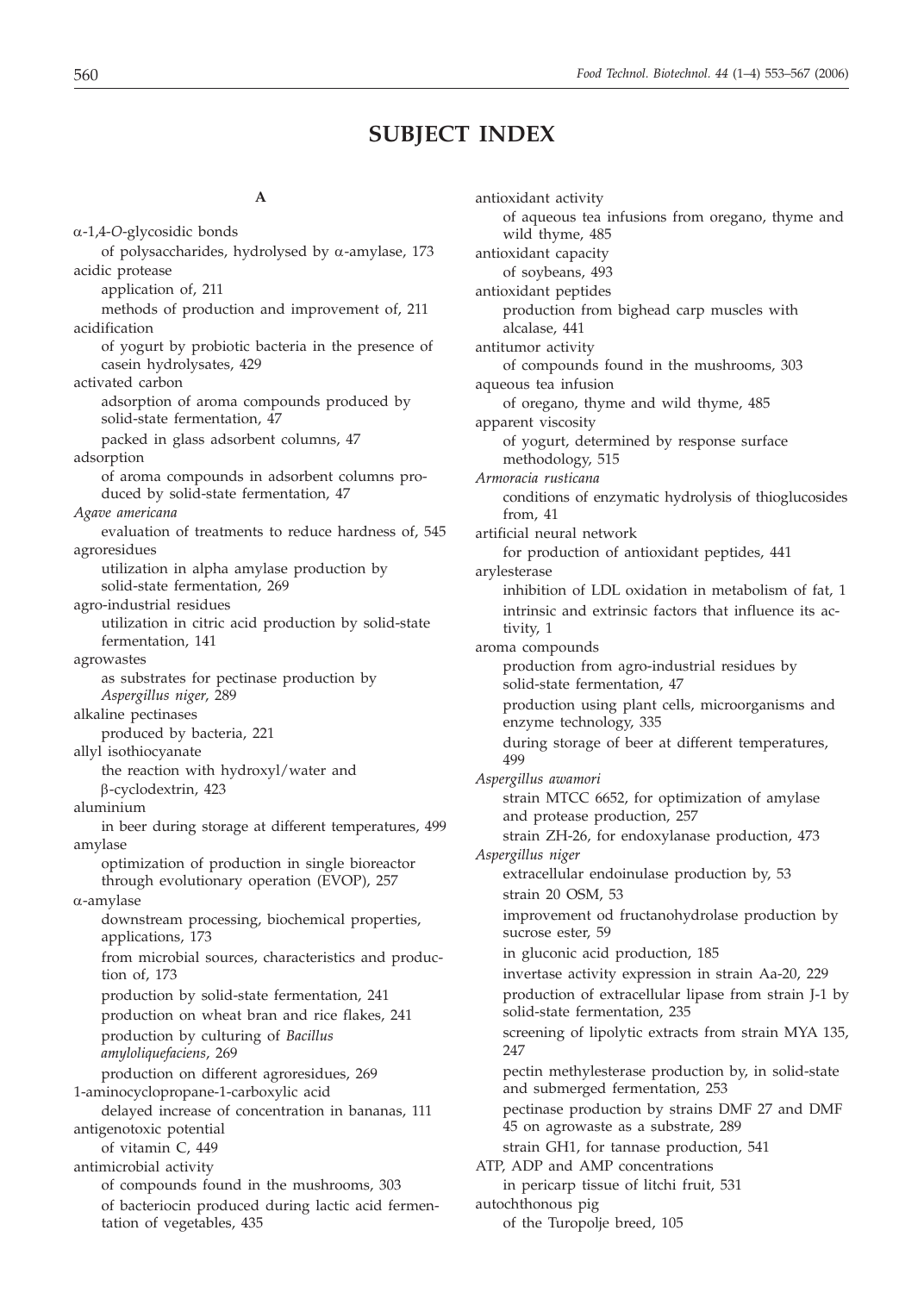# SUBJECT INDEX

**A**

$\alpha$-1,4-*O*-glycosidic bonds
- of polysaccharides, hydrolysed by $\alpha$-amylase, 173

acidic protease
- application of, 211
- methods of production and improvement of, 211

acidification
- of yogurt by probiotic bacteria in the presence of casein hydrolysates, 429

activated carbon
- adsorption of aroma compounds produced by solid-state fermentation, 47
- packed in glass adsorbent columns, 47

adsorption
- of aroma compounds in adsorbent columns produced by solid-state fermentation, 47

*Agave americana*
- evaluation of treatments to reduce hardness of, 545

agroresidues
- utilization in alpha amylase production by solid-state fermentation, 269

agro-industrial residues
- utilization in citric acid production by solid-state fermentation, 141

agrowastes
- as substrates for pectinase production by *Aspergillus niger*, 289

alkaline pectinases
- produced by bacteria, 221

allyl isothiocyanate
- the reaction with hydroxyl/water and $\beta$-cyclodextrin, 423

aluminium
- in beer during storage at different temperatures, 499

amylase
- optimization of production in single bioreactor through evolutionary operation (EVOP), 257

$\alpha$-amylase
- downstream processing, biochemical properties, applications, 173
- from microbial sources, characteristics and production of, 173
- production by solid-state fermentation, 241
- production on wheat bran and rice flakes, 241
- production by culturing of *Bacillus amyloliquefaciens*, 269
- production on different agroresidues, 269

1-aminocyclopropane-1-carboxylic acid
- delayed increase of concentration in bananas, 111

antigenotoxic potential
- of vitamin C, 449

antimicrobial activity
- of compounds found in the mushrooms, 303
- of bacteriocin produced during lactic acid fermentation of vegetables, 435

antioxidant activity
- of aqueous tea infusions from oregano, thyme and wild thyme, 485

antioxidant capacity
- of soybeans, 493

antioxidant peptides
- production from bighead carp muscles with alcalase, 441

antitumor activity
- of compounds found in the mushrooms, 303

aqueous tea infusion
- of oregano, thyme and wild thyme, 485

apparent viscosity
- of yogurt, determined by response surface methodology, 515

*Armoracia rusticana*
- conditions of enzymatic hydrolysis of thioglucosides from, 41

artificial neural network
- for production of antioxidant peptides, 441

arylesterase
- inhibition of LDL oxidation in metabolism of fat, 1
- intrinsic and extrinsic factors that influence its activity, 1

aroma compounds
- production from agro-industrial residues by solid-state fermentation, 47
- production using plant cells, microorganisms and enzyme technology, 335
- during storage of beer at different temperatures, 499

*Aspergillus awamori*
- strain MTCC 6652, for optimization of amylase and protease production, 257
- strain ZH-26, for endoxylanase production, 473

*Aspergillus niger*
- extracellular endoinulase production by, 53
- strain 20 OSM, 53
- improvement od fructanohydrolase production by sucrose ester, 59
- in gluconic acid production, 185
- invertase activity expression in strain Aa-20, 229
- production of extracellular lipase from strain J-1 by solid-state fermentation, 235
- screening of lipolytic extracts from strain MYA 135, 247
- pectin methylesterase production by, in solid-state and submerged fermentation, 253
- pectinase production by strains DMF 27 and DMF 45 on agrowaste as a substrate, 289
- strain GH1, for tannase production, 541

ATP, ADP and AMP concentrations
- in pericarp tissue of litchi fruit, 531

autochthonous pig
- of the Turopolje breed, 105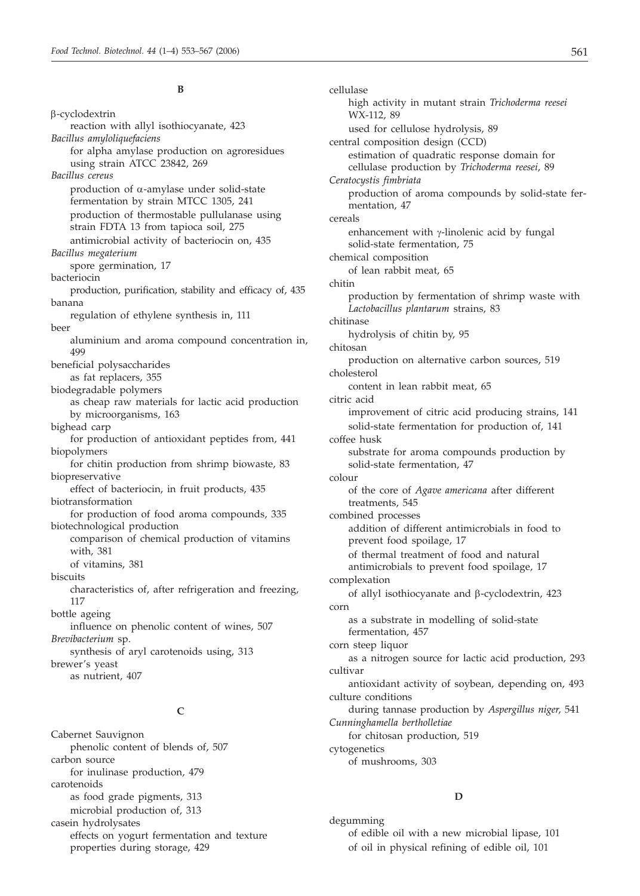## B

β-cyclodextrin
  reaction with allyl isothiocyanate, 423

*Bacillus amyloliquefaciens*
  for alpha amylase production on agroresidues using strain ATCC 23842, 269

*Bacillus cereus*
  production of α-amylase under solid-state fermentation by strain MTCC 1305, 241
  production of thermostable pullulanase using strain FDTA 13 from tapioca soil, 275
  antimicrobial activity of bacteriocin on, 435

*Bacillus megaterium*
  spore germination, 17

bacteriocin
  production, purification, stability and efficacy of, 435

banana
  regulation of ethylene synthesis in, 111

beer
  aluminium and aroma compound concentration in, 499

beneficial polysaccharides
  as fat replacers, 355

biodegradable polymers
  as cheap raw materials for lactic acid production by microorganisms, 163

bighead carp
  for production of antioxidant peptides from, 441

biopolymers
  for chitin production from shrimp biowaste, 83

biopreservative
  effect of bacteriocin, in fruit products, 435

biotransformation
  for production of food aroma compounds, 335

biotechnological production
  comparison of chemical production of vitamins with, 381
  of vitamins, 381

biscuits
  characteristics of, after refrigeration and freezing, 117

bottle ageing
  influence on phenolic content of wines, 507

*Brevibacterium* sp.
  synthesis of aryl carotenoids using, 313

brewer's yeast
  as nutrient, 407

## C

Cabernet Sauvignon
  phenolic content of blends of, 507

carbon source
  for inulinase production, 479

carotenoids
  as food grade pigments, 313
  microbial production of, 313

casein hydrolysates
  effects on yogurt fermentation and texture properties during storage, 429

cellulase
  high activity in mutant strain *Trichoderma reesei* WX-112, 89
  used for cellulose hydrolysis, 89

central composition design (CCD)
  estimation of quadratic response domain for cellulase production by *Trichoderma reesei*, 89

*Ceratocystis fimbriata*
  production of aroma compounds by solid-state fermentation, 47

cereals
  enhancement with γ-linolenic acid by fungal solid-state fermentation, 75

chemical composition
  of lean rabbit meat, 65

chitin
  production by fermentation of shrimp waste with *Lactobacillus plantarum* strains, 83

chitinase
  hydrolysis of chitin by, 95

chitosan
  production on alternative carbon sources, 519

cholesterol
  content in lean rabbit meat, 65

citric acid
  improvement of citric acid producing strains, 141
  solid-state fermentation for production of, 141

coffee husk
  substrate for aroma compounds production by solid-state fermentation, 47

colour
  of the core of *Agave americana* after different treatments, 545

combined processes
  addition of different antimicrobials in food to prevent food spoilage, 17
  of thermal treatment of food and natural antimicrobials to prevent food spoilage, 17

complexation
  of allyl isothiocyanate and β-cyclodextrin, 423

corn
  as a substrate in modelling of solid-state fermentation, 457

corn steep liquor
  as a nitrogen source for lactic acid production, 293

cultivar
  antioxidant activity of soybean, depending on, 493

culture conditions
  during tannase production by *Aspergillus niger*, 541

*Cunninghamella bertholletiae*
  for chitosan production, 519

cytogenetics
  of mushrooms, 303

## D

degumming
  of edible oil with a new microbial lipase, 101
  of oil in physical refining of edible oil, 101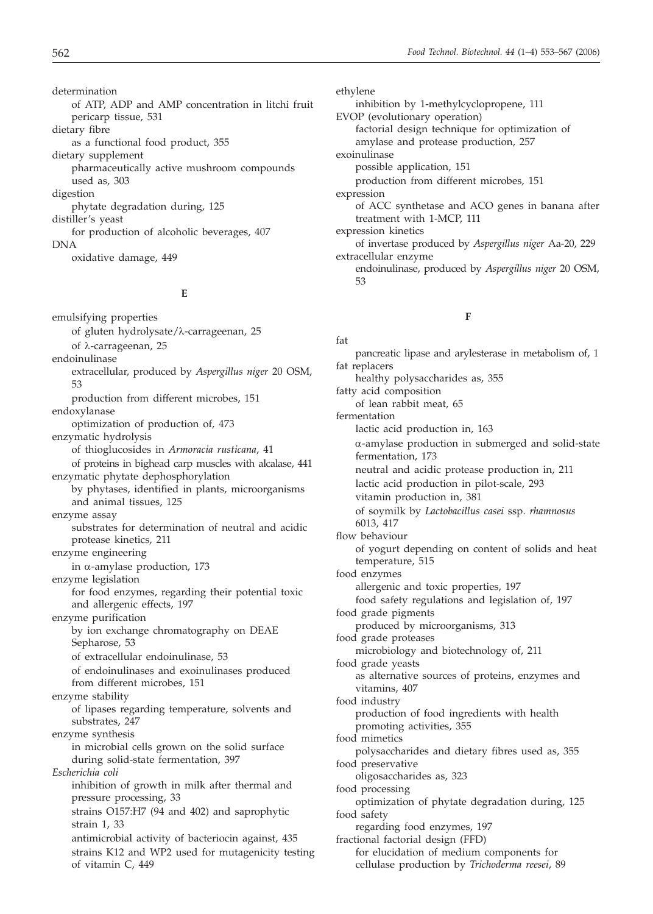determination
    of ATP, ADP and AMP concentration in litchi fruit pericarp tissue, 531
dietary fibre
    as a functional food product, 355
dietary supplement
    pharmaceutically active mushroom compounds used as, 303
digestion
    phytate degradation during, 125
distiller's yeast
    for production of alcoholic beverages, 407
DNA
    oxidative damage, 449

**E**

emulsifying properties
    of gluten hydrolysate/λ-carrageenan, 25
    of λ-carrageenan, 25
endoinulinase
    extracellular, produced by *Aspergillus niger* 20 OSM, 53
    production from different microbes, 151
endoxylanase
    optimization of production of, 473
enzymatic hydrolysis
    of thioglucosides in *Armoracia rusticana*, 41
    of proteins in bighead carp muscles with alcalase, 441
enzymatic phytate dephosphorylation
    by phytases, identified in plants, microorganisms and animal tissues, 125
enzyme assay
    substrates for determination of neutral and acidic protease kinetics, 211
enzyme engineering
    in α-amylase production, 173
enzyme legislation
    for food enzymes, regarding their potential toxic and allergenic effects, 197
enzyme purification
    by ion exchange chromatography on DEAE Sepharose, 53
    of extracellular endoinulinase, 53
    of endoinulinases and exoinulinases produced from different microbes, 151
enzyme stability
    of lipases regarding temperature, solvents and substrates, 247
enzyme synthesis
    in microbial cells grown on the solid surface during solid-state fermentation, 397
*Escherichia coli*
    inhibition of growth in milk after thermal and pressure processing, 33
    strains O157:H7 (94 and 402) and saprophytic strain 1, 33
    antimicrobial activity of bacteriocin against, 435
    strains K12 and WP2 used for mutagenicity testing of vitamin C, 449
ethylene
    inhibition by 1-methylcyclopropene, 111
EVOP (evolutionary operation)
    factorial design technique for optimization of amylase and protease production, 257
exoinulinase
    possible application, 151
    production from different microbes, 151
expression
    of ACC synthetase and ACO genes in banana after treatment with 1-MCP, 111
expression kinetics
    of invertase produced by *Aspergillus niger* Aa-20, 229
extracellular enzyme
    endoinulinase, produced by *Aspergillus niger* 20 OSM, 53

**F**

fat
    pancreatic lipase and arylesterase in metabolism of, 1
fat replacers
    healthy polysaccharides as, 355
fatty acid composition
    of lean rabbit meat, 65
fermentation
    lactic acid production in, 163
    α-amylase production in submerged and solid-state fermentation, 173
    neutral and acidic protease production in, 211
    lactic acid production in pilot-scale, 293
    vitamin production in, 381
    of soymilk by *Lactobacillus casei* ssp. *rhamnosus* 6013, 417
flow behaviour
    of yogurt depending on content of solids and heat temperature, 515
food enzymes
    allergenic and toxic properties, 197
    food safety regulations and legislation of, 197
food grade pigments
    produced by microorganisms, 313
food grade proteases
    microbiology and biotechnology of, 211
food grade yeasts
    as alternative sources of proteins, enzymes and vitamins, 407
food industry
    production of food ingredients with health promoting activities, 355
food mimetics
    polysaccharides and dietary fibres used as, 355
food preservative
    oligosaccharides as, 323
food processing
    optimization of phytate degradation during, 125
food safety
    regarding food enzymes, 197
fractional factorial design (FFD)
    for elucidation of medium components for cellulase production by *Trichoderma reesei*, 89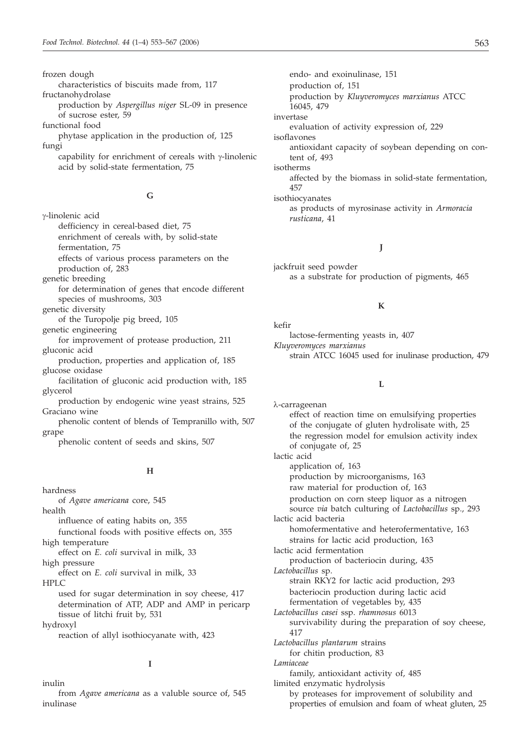frozen dough
  characteristics of biscuits made from, 117
fructanohydrolase
  production by *Aspergillus niger* SL-09 in presence of sucrose ester, 59
functional food
  phytase application in the production of, 125
fungi
  capability for enrichment of cereals with γ-linolenic acid by solid-state fermentation, 75

**G**

γ-linolenic acid
  defficiency in cereal-based diet, 75
  enrichment of cereals with, by solid-state fermentation, 75
  effects of various process parameters on the production of, 283
genetic breeding
  for determination of genes that encode different species of mushrooms, 303
genetic diversity
  of the Turopolje pig breed, 105
genetic engineering
  for improvement of protease production, 211
gluconic acid
  production, properties and application of, 185
glucose oxidase
  facilitation of gluconic acid production with, 185
glycerol
  production by endogenic wine yeast strains, 525
Graciano wine
  phenolic content of blends of Tempranillo with, 507
grape
  phenolic content of seeds and skins, 507

**H**

hardness
  of *Agave americana* core, 545
health
  influence of eating habits on, 355
  functional foods with positive effects on, 355
high temperature
  effect on *E. coli* survival in milk, 33
high pressure
  effect on *E. coli* survival in milk, 33
HPLC
  used for sugar determination in soy cheese, 417
  determination of ATP, ADP and AMP in pericarp tissue of litchi fruit by, 531
hydroxyl
  reaction of allyl isothiocyanate with, 423

**I**

inulin
  from *Agave americana* as a valuble source of, 545
inulinase
  endo- and exoinulinase, 151
  production of, 151
  production by *Kluyveromyces marxianus* ATCC 16045, 479
invertase
  evaluation of activity expression of, 229
isoflavones
  antioxidant capacity of soybean depending on content of, 493
isotherms
  affected by the biomass in solid-state fermentation, 457
isothiocyanates
  as products of myrosinase activity in *Armoracia rusticana*, 41

**J**

jackfruit seed powder
  as a substrate for production of pigments, 465

**K**

kefir
  lactose-fermenting yeasts in, 407
*Kluyveromyces marxianus*
  strain ATCC 16045 used for inulinase production, 479

**L**

λ-carrageenan
  effect of reaction time on emulsifying properties of the conjugate of gluten hydrolisate with, 25
  the regression model for emulsion activity index of conjugate of, 25
lactic acid
  application of, 163
  production by microorganisms, 163
  raw material for production of, 163
  production on corn steep liquor as a nitrogen source *via* batch culturing of *Lactobacillus* sp., 293
lactic acid bacteria
  homofermentative and heterofermentative, 163
  strains for lactic acid production, 163
lactic acid fermentation
  production of bacteriocin during, 435
*Lactobacillus* sp.
  strain RKY2 for lactic acid production, 293
  bacteriocin production during lactic acid fermentation of vegetables by, 435
*Lactobacillus casei* ssp. *rhamnosus* 6013
  survivability during the preparation of soy cheese, 417
*Lactobacillus plantarum* strains
  for chitin production, 83
*Lamiaceae*
  family, antioxidant activity of, 485
limited enzymatic hydrolysis
  by proteases for improvement of solubility and properties of emulsion and foam of wheat gluten, 25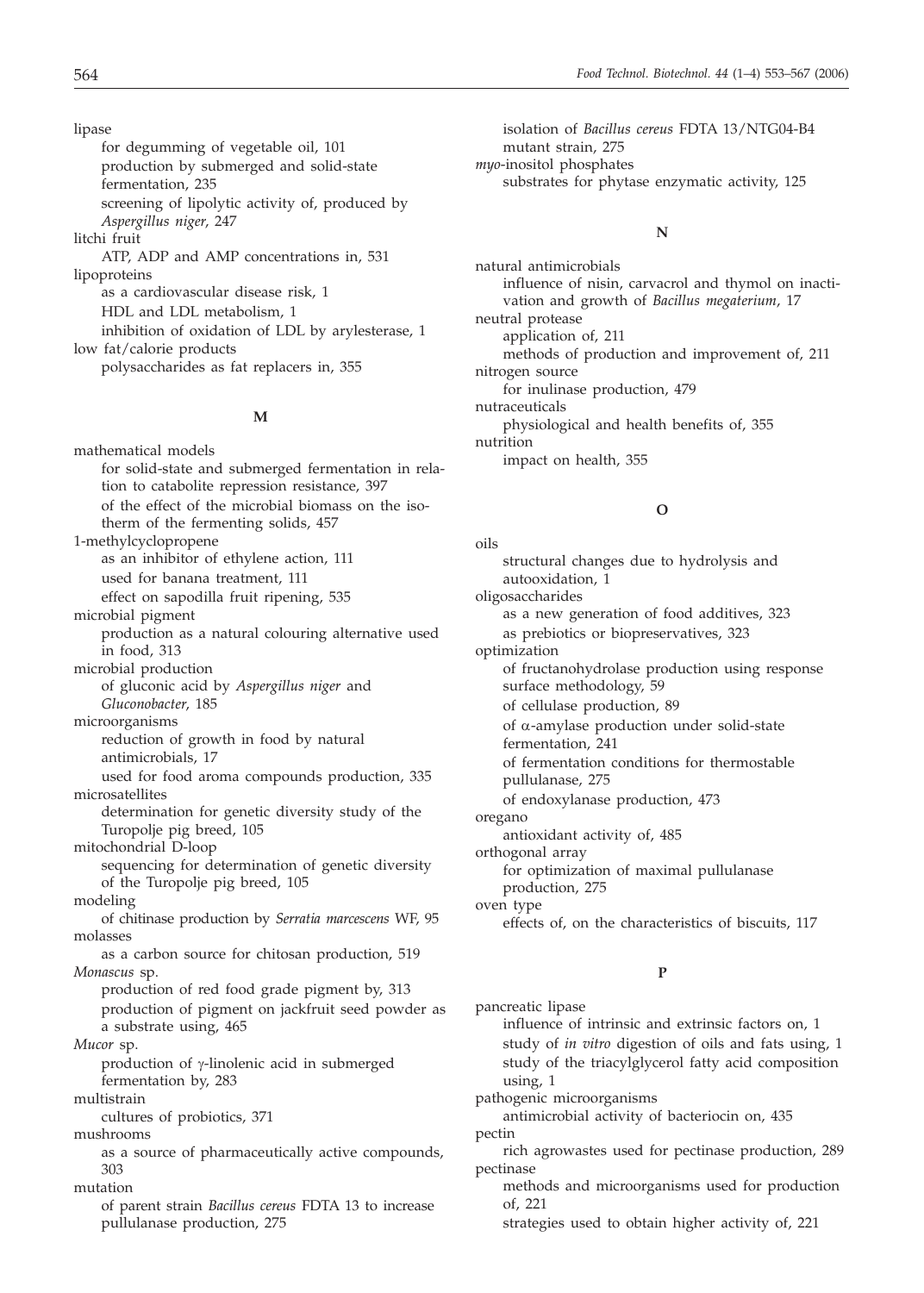lipase
  for degumming of vegetable oil, 101
  production by submerged and solid-state fermentation, 235
  screening of lipolytic activity of, produced by *Aspergillus niger*, 247

litchi fruit
  ATP, ADP and AMP concentrations in, 531

lipoproteins
  as a cardiovascular disease risk, 1
  HDL and LDL metabolism, 1
  inhibition of oxidation of LDL by arylesterase, 1

low fat/calorie products
  polysaccharides as fat replacers in, 355

**M**

mathematical models
  for solid-state and submerged fermentation in relation to catabolite repression resistance, 397
  of the effect of the microbial biomass on the isotherm of the fermenting solids, 457

1-methylcyclopropene
  as an inhibitor of ethylene action, 111
  used for banana treatment, 111
  effect on sapodilla fruit ripening, 535

microbial pigment
  production as a natural colouring alternative used in food, 313

microbial production
  of gluconic acid by *Aspergillus niger* and *Gluconobacter*, 185

microorganisms
  reduction of growth in food by natural antimicrobials, 17
  used for food aroma compounds production, 335

microsatellites
  determination for genetic diversity study of the Turopolje pig breed, 105

mitochondrial D-loop
  sequencing for determination of genetic diversity of the Turopolje pig breed, 105

modeling
  of chitinase production by *Serratia marcescens* WF, 95

molasses
  as a carbon source for chitosan production, 519

*Monascus* sp.
  production of red food grade pigment by, 313
  production of pigment on jackfruit seed powder as a substrate using, 465

*Mucor* sp.
  production of γ-linolenic acid in submerged fermentation by, 283

multistrain
  cultures of probiotics, 371

mushrooms
  as a source of pharmaceutically active compounds, 303

mutation
  of parent strain *Bacillus cereus* FDTA 13 to increase pullulanase production, 275
  isolation of *Bacillus cereus* FDTA 13/NTG04-B4 mutant strain, 275

*myo*-inositol phosphates
  substrates for phytase enzymatic activity, 125

**N**

natural antimicrobials
  influence of nisin, carvacrol and thymol on inactivation and growth of *Bacillus megaterium*, 17

neutral protease
  application of, 211
  methods of production and improvement of, 211

nitrogen source
  for inulinase production, 479

nutraceuticals
  physiological and health benefits of, 355

nutrition
  impact on health, 355

**O**

oils
  structural changes due to hydrolysis and autooxidation, 1

oligosaccharides
  as a new generation of food additives, 323
  as prebiotics or biopreservatives, 323

optimization
  of fructanohydrolase production using response surface methodology, 59
  of cellulase production, 89
  of α-amylase production under solid-state fermentation, 241
  of fermentation conditions for thermostable pullulanase, 275
  of endoxylanase production, 473

oregano
  antioxidant activity of, 485

orthogonal array
  for optimization of maximal pullulanase production, 275

oven type
  effects of, on the characteristics of biscuits, 117

**P**

pancreatic lipase
  influence of intrinsic and extrinsic factors on, 1
  study of *in vitro* digestion of oils and fats using, 1
  study of the triacylglycerol fatty acid composition using, 1

pathogenic microorganisms
  antimicrobial activity of bacteriocin on, 435

pectin
  rich agrowastes used for pectinase production, 289

pectinase
  methods and microorganisms used for production of, 221
  strategies used to obtain higher activity of, 221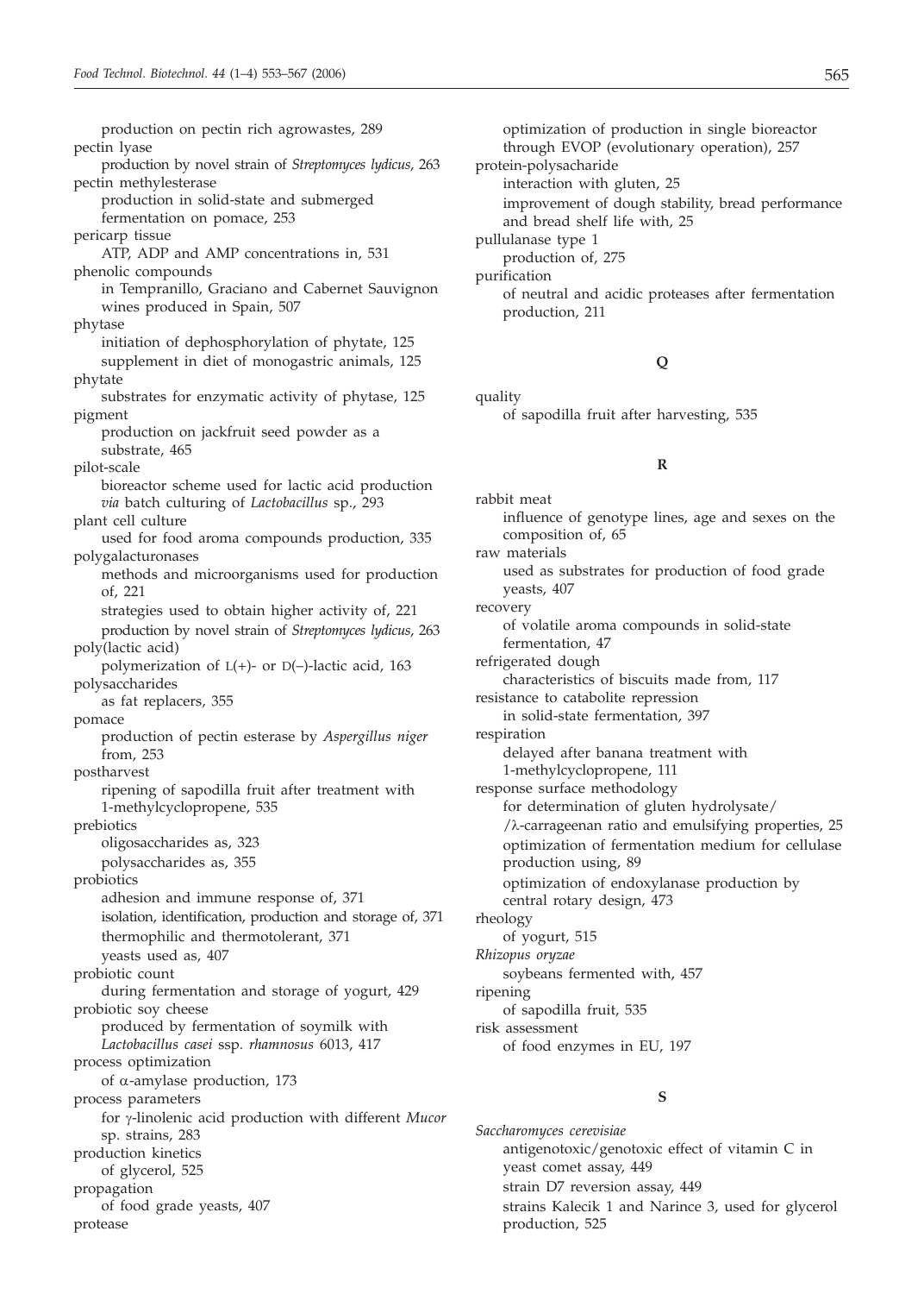production on pectin rich agrowastes, 289

pectin lyase
  production by novel strain of *Streptomyces lydicus*, 263

pectin methylesterase
  production in solid-state and submerged fermentation on pomace, 253

pericarp tissue
  ATP, ADP and AMP concentrations in, 531

phenolic compounds
  in Tempranillo, Graciano and Cabernet Sauvignon wines produced in Spain, 507

phytase
  initiation of dephosphorylation of phytate, 125
  supplement in diet of monogastric animals, 125

phytate
  substrates for enzymatic activity of phytase, 125

pigment
  production on jackfruit seed powder as a substrate, 465

pilot-scale
  bioreactor scheme used for lactic acid production *via* batch culturing of *Lactobacillus* sp., 293

plant cell culture
  used for food aroma compounds production, 335

polygalacturonases
  methods and microorganisms used for production of, 221
  strategies used to obtain higher activity of, 221
  production by novel strain of *Streptomyces lydicus*, 263

poly(lactic acid)
  polymerization of L(+)- or D(–)-lactic acid, 163

polysaccharides
  as fat replacers, 355

pomace
  production of pectin esterase by *Aspergillus niger* from, 253

postharvest
  ripening of sapodilla fruit after treatment with 1-methylcyclopropene, 535

prebiotics
  oligosaccharides as, 323
  polysaccharides as, 355

probiotics
  adhesion and immune response of, 371
  isolation, identification, production and storage of, 371
  thermophilic and thermotolerant, 371
  yeasts used as, 407

probiotic count
  during fermentation and storage of yogurt, 429

probiotic soy cheese
  produced by fermentation of soymilk with *Lactobacillus casei* ssp. *rhamnosus* 6013, 417

process optimization
  of α-amylase production, 173

process parameters
  for γ-linolenic acid production with different *Mucor* sp. strains, 283

production kinetics
  of glycerol, 525

propagation
  of food grade yeasts, 407

protease
  optimization of production in single bioreactor through EVOP (evolutionary operation), 257

protein-polysacharide
  interaction with gluten, 25
  improvement of dough stability, bread performance and bread shelf life with, 25

pullulanase type 1
  production of, 275

purification
  of neutral and acidic proteases after fermentation production, 211

**Q**

quality
  of sapodilla fruit after harvesting, 535

**R**

rabbit meat
  influence of genotype lines, age and sexes on the composition of, 65

raw materials
  used as substrates for production of food grade yeasts, 407

recovery
  of volatile aroma compounds in solid-state fermentation, 47

refrigerated dough
  characteristics of biscuits made from, 117

resistance to catabolite repression
  in solid-state fermentation, 397

respiration
  delayed after banana treatment with 1-methylcyclopropene, 111

response surface methodology
  for determination of gluten hydrolysate/ /λ-carrageenan ratio and emulsifying properties, 25
  optimization of fermentation medium for cellulase production using, 89
  optimization of endoxylanase production by central rotary design, 473

rheology
  of yogurt, 515

*Rhizopus oryzae*
  soybeans fermented with, 457

ripening
  of sapodilla fruit, 535

risk assessment
  of food enzymes in EU, 197

**S**

*Saccharomyces cerevisiae*
  antigenotoxic/genotoxic effect of vitamin C in yeast comet assay, 449
  strain D7 reversion assay, 449
  strains Kalecik 1 and Narince 3, used for glycerol production, 525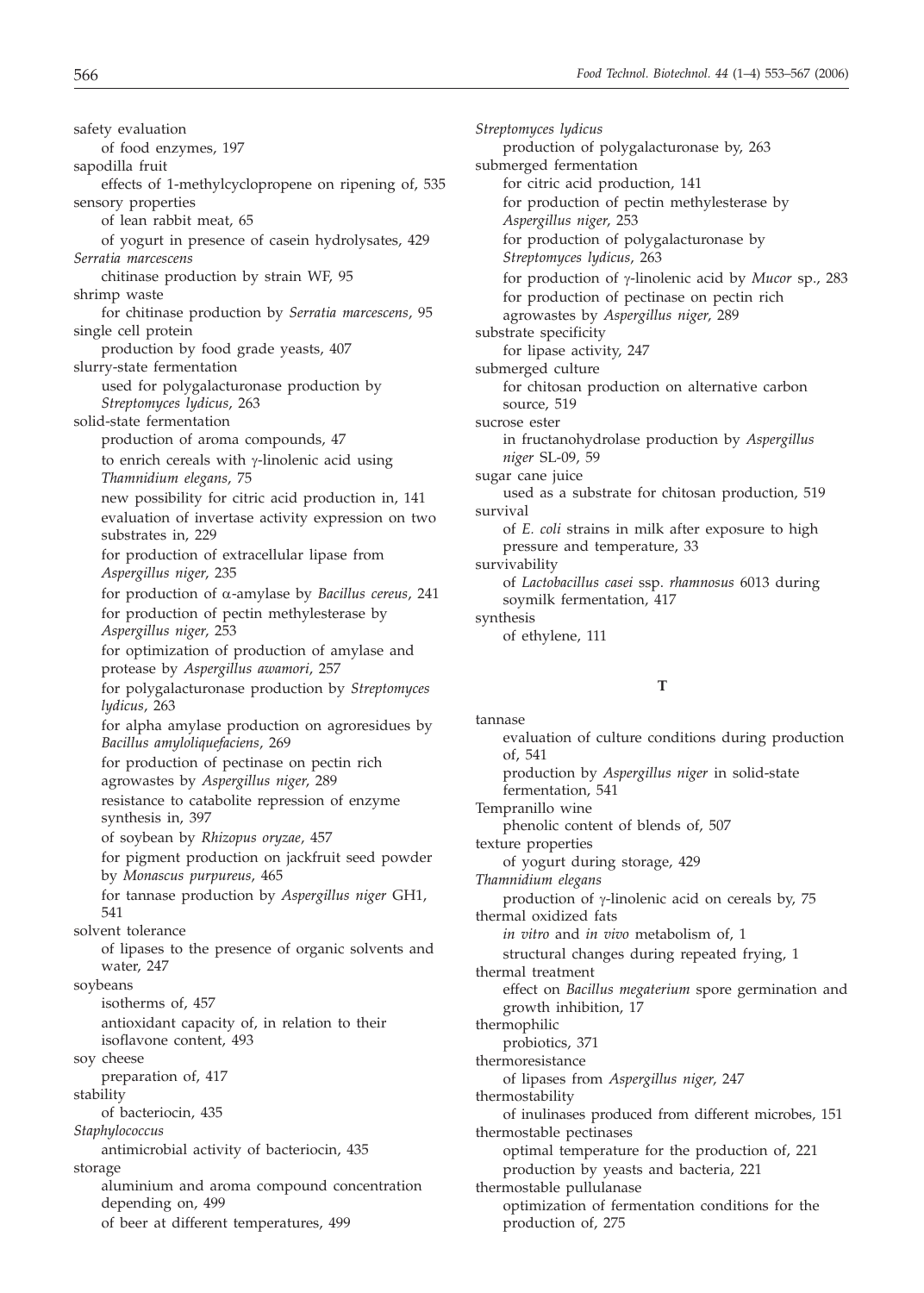safety evaluation
  of food enzymes, 197
sapodilla fruit
  effects of 1-methylcyclopropene on ripening of, 535
sensory properties
  of lean rabbit meat, 65
  of yogurt in presence of casein hydrolysates, 429
*Serratia marcescens*
  chitinase production by strain WF, 95
shrimp waste
  for chitinase production by *Serratia marcescens*, 95
single cell protein
  production by food grade yeasts, 407
slurry-state fermentation
  used for polygalacturonase production by *Streptomyces lydicus*, 263
solid-state fermentation
  production of aroma compounds, 47
  to enrich cereals with γ-linolenic acid using *Thamnidium elegans*, 75
  new possibility for citric acid production in, 141
  evaluation of invertase activity expression on two substrates in, 229
  for production of extracellular lipase from *Aspergillus niger*, 235
  for production of α-amylase by *Bacillus cereus*, 241
  for production of pectin methylesterase by *Aspergillus niger*, 253
  for optimization of production of amylase and protease by *Aspergillus awamori*, 257
  for polygalacturonase production by *Streptomyces lydicus*, 263
  for alpha amylase production on agroresidues by *Bacillus amyloliquefaciens*, 269
  for production of pectinase on pectin rich agrowastes by *Aspergillus niger*, 289
  resistance to catabolite repression of enzyme synthesis in, 397
  of soybean by *Rhizopus oryzae*, 457
  for pigment production on jackfruit seed powder by *Monascus purpureus*, 465
  for tannase production by *Aspergillus niger* GH1, 541
solvent tolerance
  of lipases to the presence of organic solvents and water, 247
soybeans
  isotherms of, 457
  antioxidant capacity of, in relation to their isoflavone content, 493
soy cheese
  preparation of, 417
stability
  of bacteriocin, 435
*Staphylococcus*
  antimicrobial activity of bacteriocin, 435
storage
  aluminium and aroma compound concentration depending on, 499
  of beer at different temperatures, 499
*Streptomyces lydicus*
  production of polygalacturonase by, 263
submerged fermentation
  for citric acid production, 141
  for production of pectin methylesterase by *Aspergillus niger*, 253
  for production of polygalacturonase by *Streptomyces lydicus*, 263
  for production of γ-linolenic acid by *Mucor* sp., 283
  for production of pectinase on pectin rich agrowastes by *Aspergillus niger*, 289
substrate specificity
  for lipase activity, 247
submerged culture
  for chitosan production on alternative carbon source, 519
sucrose ester
  in fructanohydrolase production by *Aspergillus niger* SL-09, 59
sugar cane juice
  used as a substrate for chitosan production, 519
survival
  of *E. coli* strains in milk after exposure to high pressure and temperature, 33
survivability
  of *Lactobacillus casei* ssp. *rhamnosus* 6013 during soymilk fermentation, 417
synthesis
  of ethylene, 111

## T

tannase
  evaluation of culture conditions during production of, 541
  production by *Aspergillus niger* in solid-state fermentation, 541
Tempranillo wine
  phenolic content of blends of, 507
texture properties
  of yogurt during storage, 429
*Thamnidium elegans*
  production of γ-linolenic acid on cereals by, 75
thermal oxidized fats
  *in vitro* and *in vivo* metabolism of, 1
  structural changes during repeated frying, 1
thermal treatment
  effect on *Bacillus megaterium* spore germination and growth inhibition, 17
thermophilic
  probiotics, 371
thermoresistance
  of lipases from *Aspergillus niger*, 247
thermostability
  of inulinases produced from different microbes, 151
thermostable pectinases
  optimal temperature for the production of, 221
  production by yeasts and bacteria, 221
thermostable pullulanase
  optimization of fermentation conditions for the production of, 275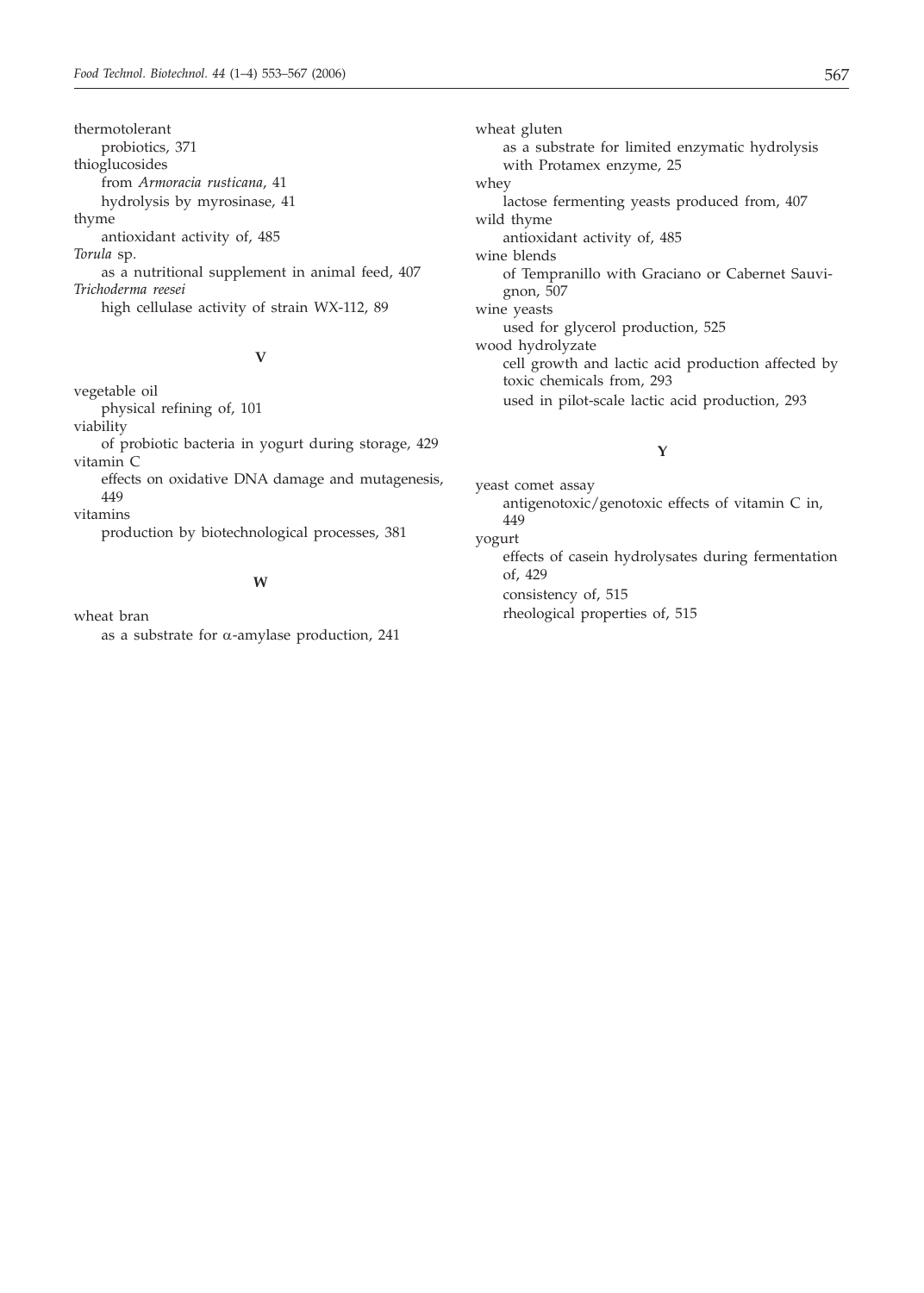thermotolerant
    probiotics, 371
thioglucosides
    from *Armoracia rusticana*, 41
    hydrolysis by myrosinase, 41
thyme
    antioxidant activity of, 485
*Torula* sp.
    as a nutritional supplement in animal feed, 407
*Trichoderma reesei*
    high cellulase activity of strain WX-112, 89

**V**

vegetable oil
    physical refining of, 101
viability
    of probiotic bacteria in yogurt during storage, 429
vitamin C
    effects on oxidative DNA damage and mutagenesis, 449
vitamins
    production by biotechnological processes, 381

**W**

wheat bran
    as a substrate for α-amylase production, 241
wheat gluten
    as a substrate for limited enzymatic hydrolysis with Protamex enzyme, 25
whey
    lactose fermenting yeasts produced from, 407
wild thyme
    antioxidant activity of, 485
wine blends
    of Tempranillo with Graciano or Cabernet Sauvignon, 507
wine yeasts
    used for glycerol production, 525
wood hydrolyzate
    cell growth and lactic acid production affected by toxic chemicals from, 293
    used in pilot-scale lactic acid production, 293

**Y**

yeast comet assay
    antigenotoxic/genotoxic effects of vitamin C in, 449
yogurt
    effects of casein hydrolysates during fermentation of, 429
    consistency of, 515
    rheological properties of, 515